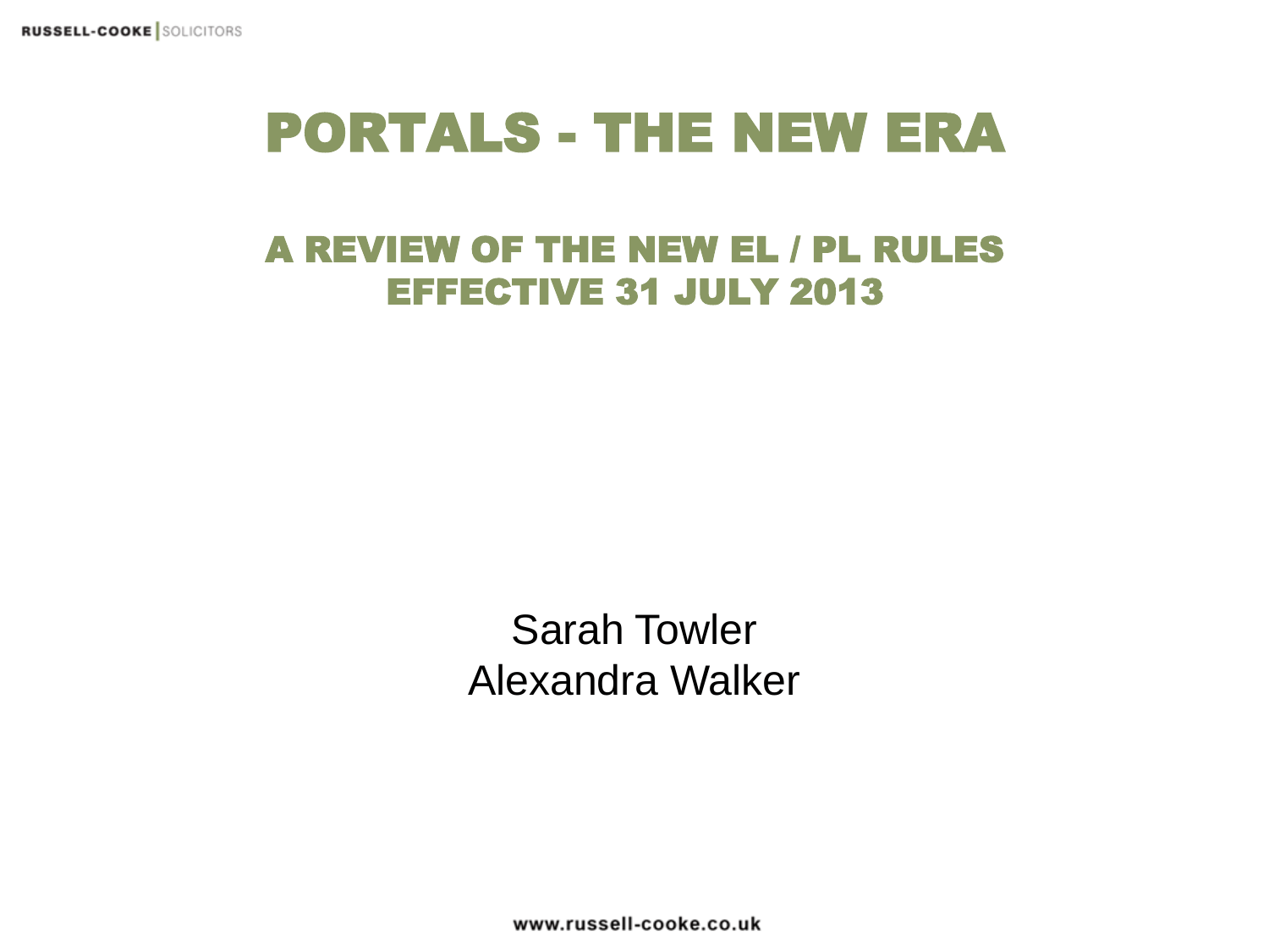# PORTALS - THE NEW ERA

## A REVIEW OF THE NEW EL / PL RULES EFFECTIVE 31 JULY 2013

Sarah Towler
Alexandra Walker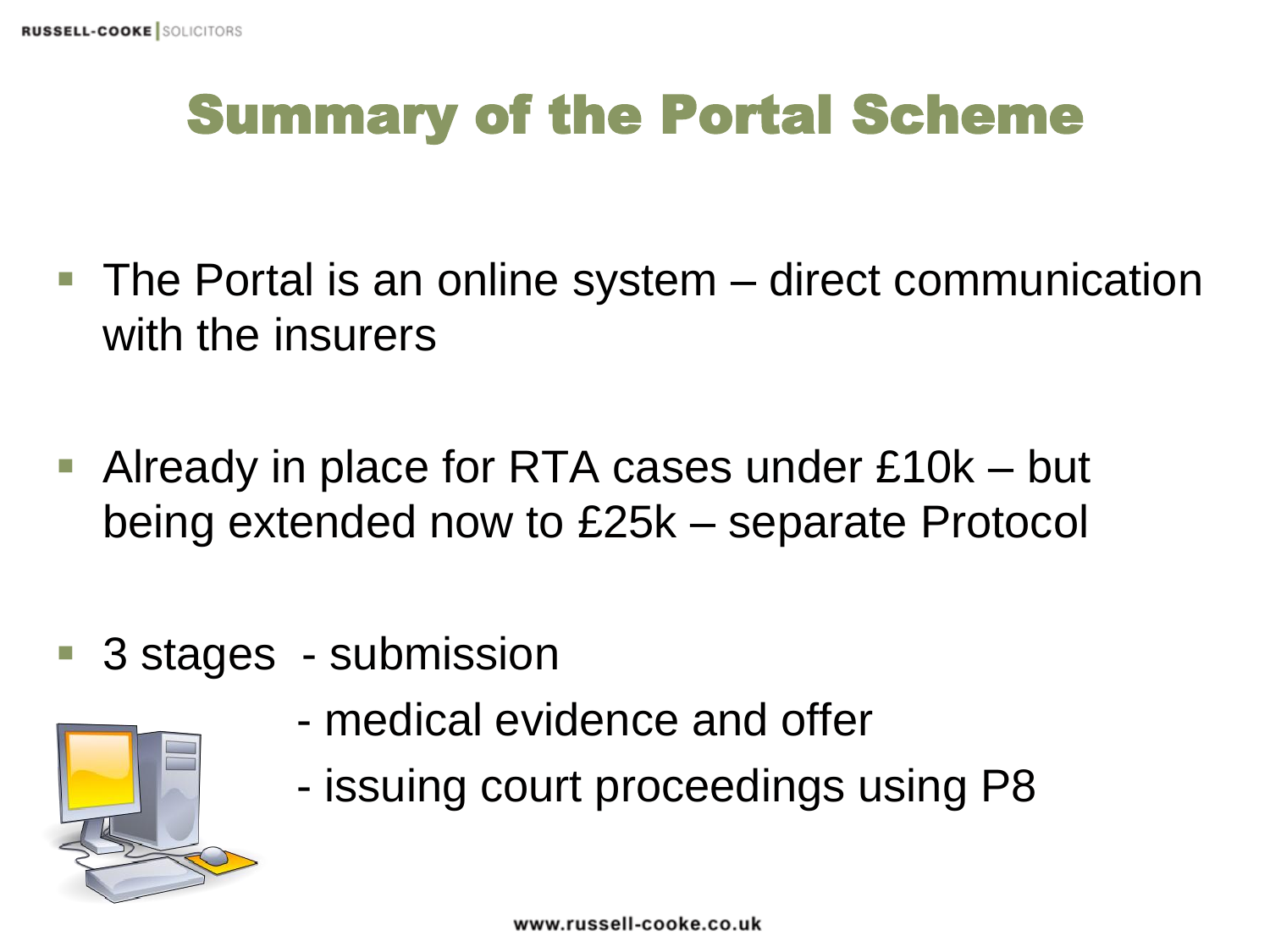# Summary of the Portal Scheme

- The Portal is an online system – direct communication with the insurers
- Already in place for RTA cases under £10k – but being extended now to £25k – separate Protocol
- 3 stages
  - submission
  - medical evidence and offer
  - issuing court proceedings using P8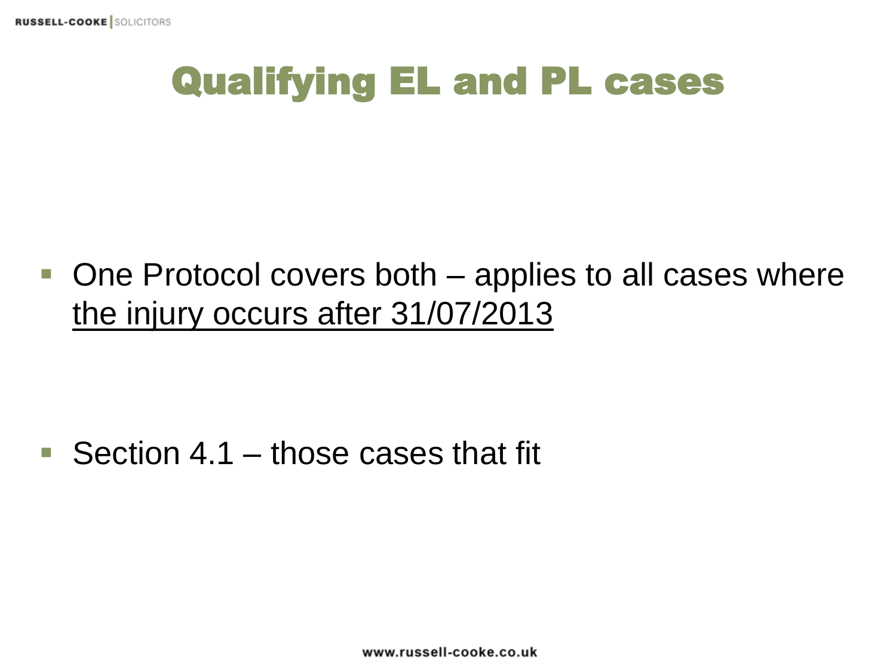# Qualifying EL and PL cases

- One Protocol covers both – applies to all cases where <u>the injury occurs after 31/07/2013</u>

- Section 4.1 – those cases that fit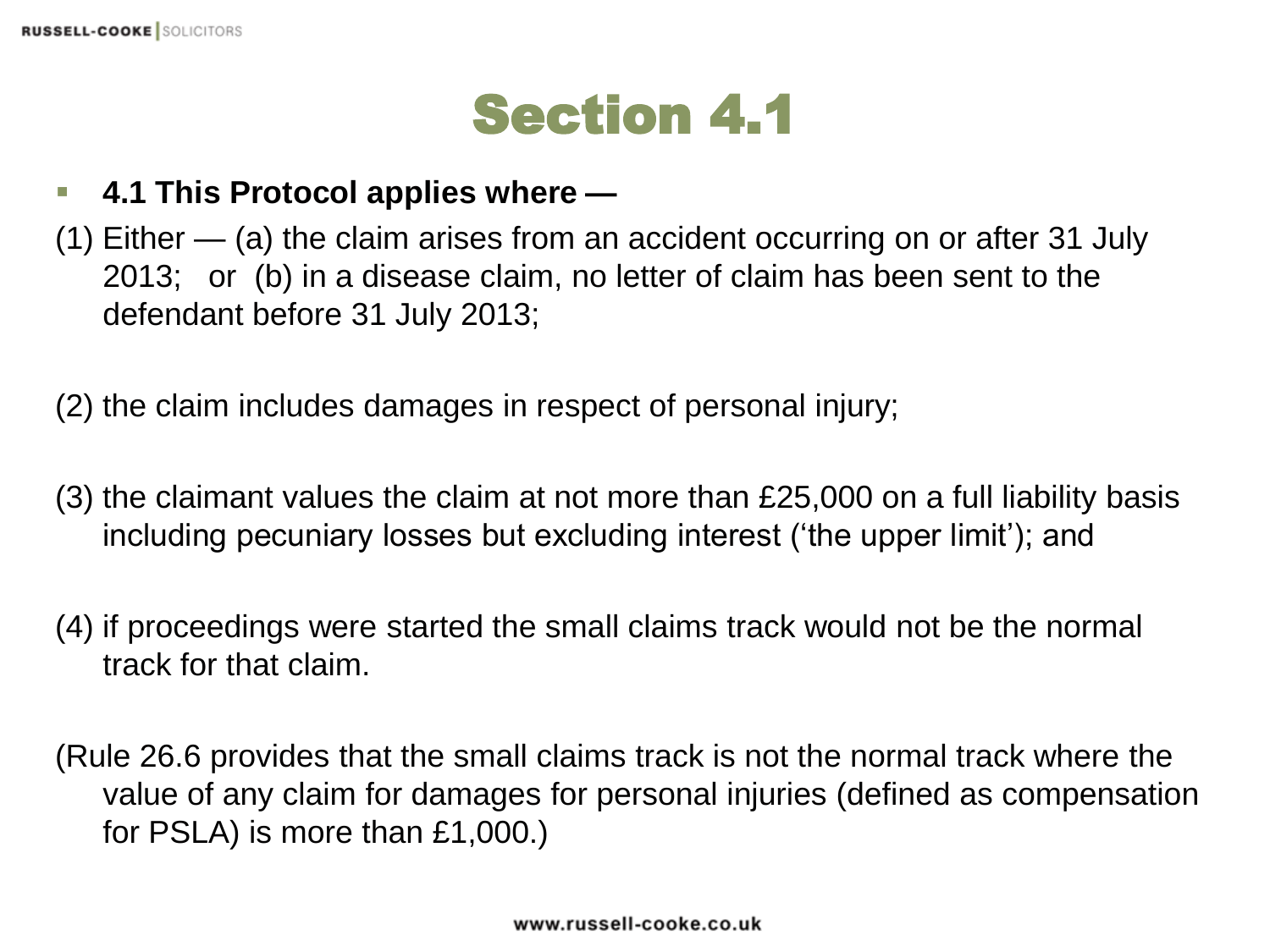# Section 4.1

- **4.1 This Protocol applies where —**

(1) Either — (a) the claim arises from an accident occurring on or after 31 July 2013; or (b) in a disease claim, no letter of claim has been sent to the defendant before 31 July 2013;

(2) the claim includes damages in respect of personal injury;

(3) the claimant values the claim at not more than £25,000 on a full liability basis including pecuniary losses but excluding interest ('the upper limit'); and

(4) if proceedings were started the small claims track would not be the normal track for that claim.

(Rule 26.6 provides that the small claims track is not the normal track where the value of any claim for damages for personal injuries (defined as compensation for PSLA) is more than £1,000.)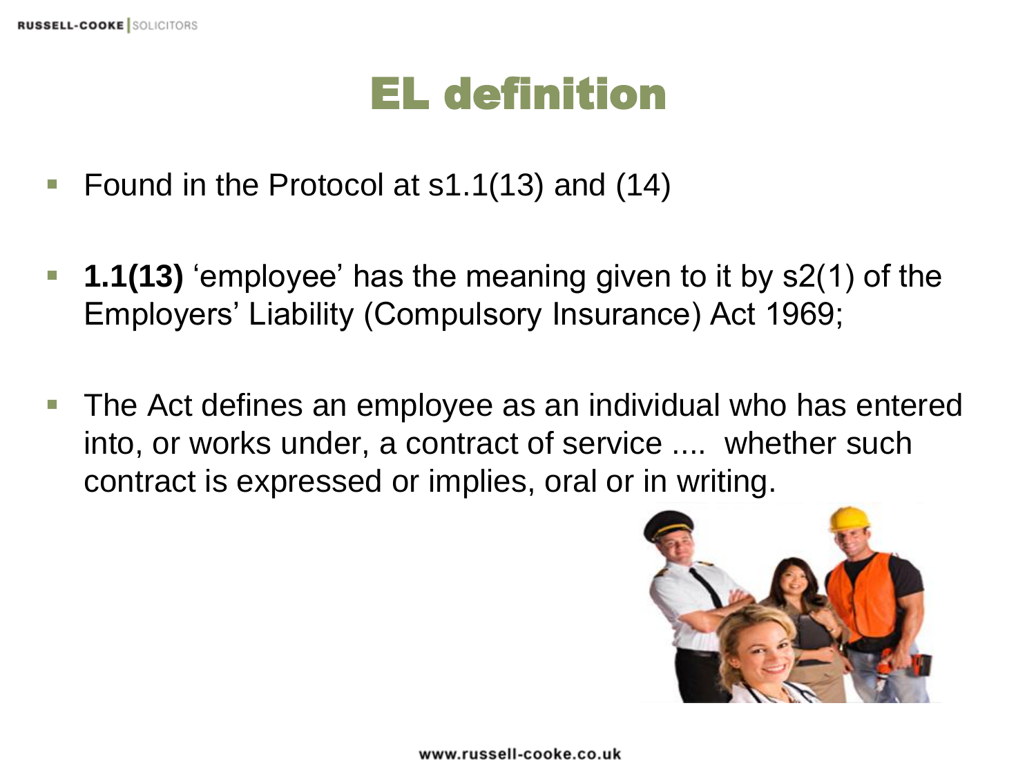# EL definition

- Found in the Protocol at s1.1(13) and (14)
- **1.1(13)** 'employee' has the meaning given to it by s2(1) of the Employers' Liability (Compulsory Insurance) Act 1969;
- The Act defines an employee as an individual who has entered into, or works under, a contract of service .... whether such contract is expressed or implies, oral or in writing.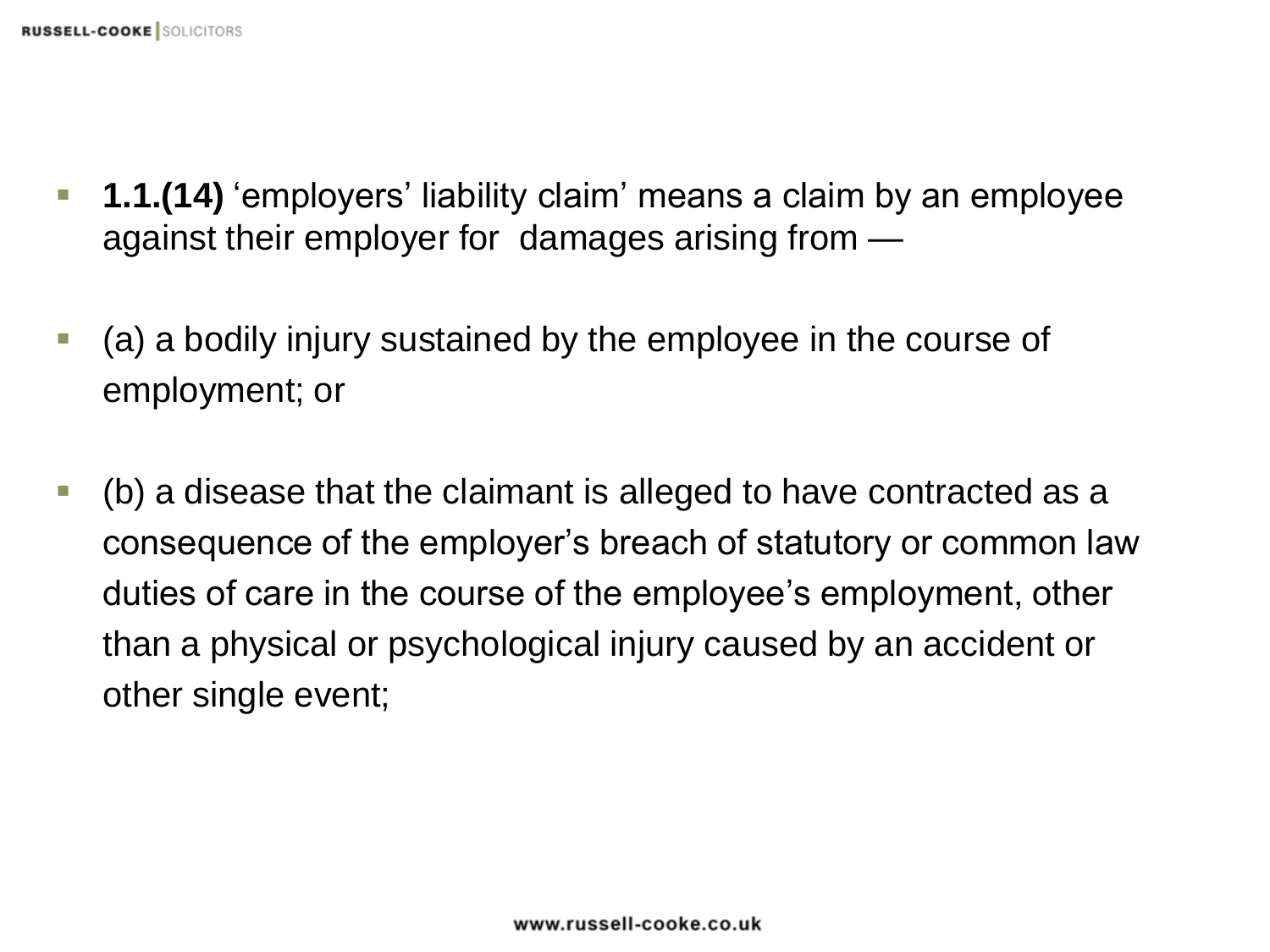- **1.1.(14)** 'employers' liability claim' means a claim by an employee against their employer for damages arising from —

- (a) a bodily injury sustained by the employee in the course of employment; or

- (b) a disease that the claimant is alleged to have contracted as a consequence of the employer's breach of statutory or common law duties of care in the course of the employee's employment, other than a physical or psychological injury caused by an accident or other single event;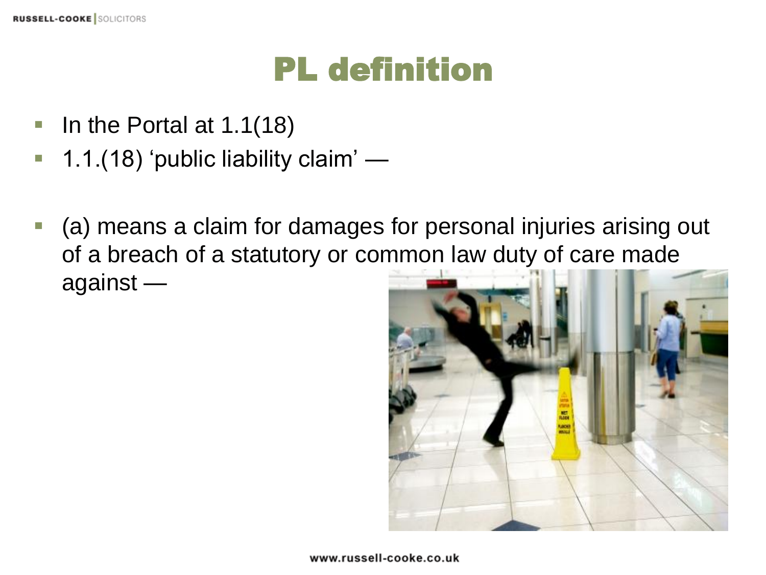# PL definition

- In the Portal at 1.1(18)
- 1.1.(18) 'public liability claim' —
- (a) means a claim for damages for personal injuries arising out of a breach of a statutory or common law duty of care made against —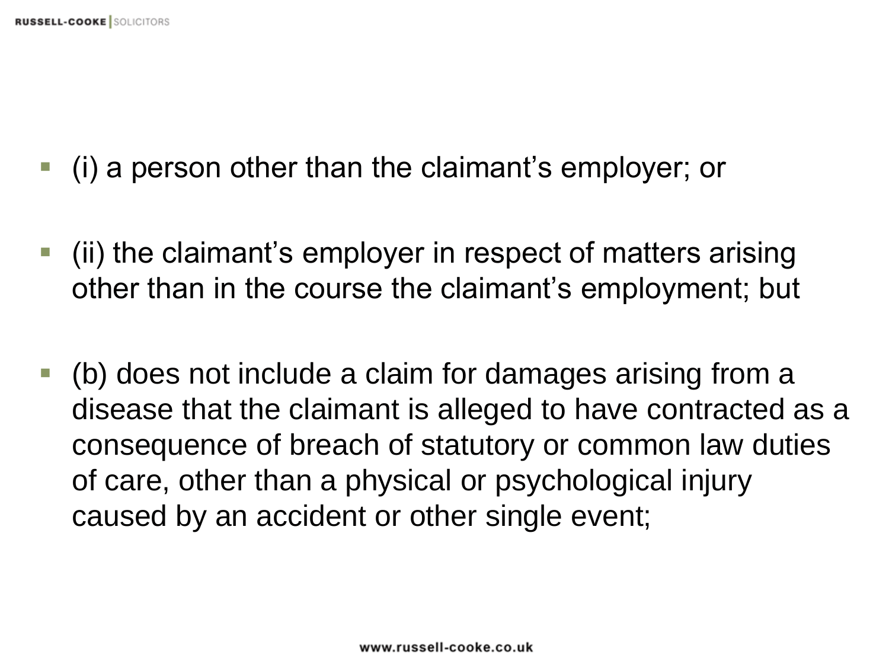- (i) a person other than the claimant’s employer; or

- (ii) the claimant’s employer in respect of matters arising other than in the course the claimant’s employment; but

- (b) does not include a claim for damages arising from a disease that the claimant is alleged to have contracted as a consequence of breach of statutory or common law duties of care, other than a physical or psychological injury caused by an accident or other single event;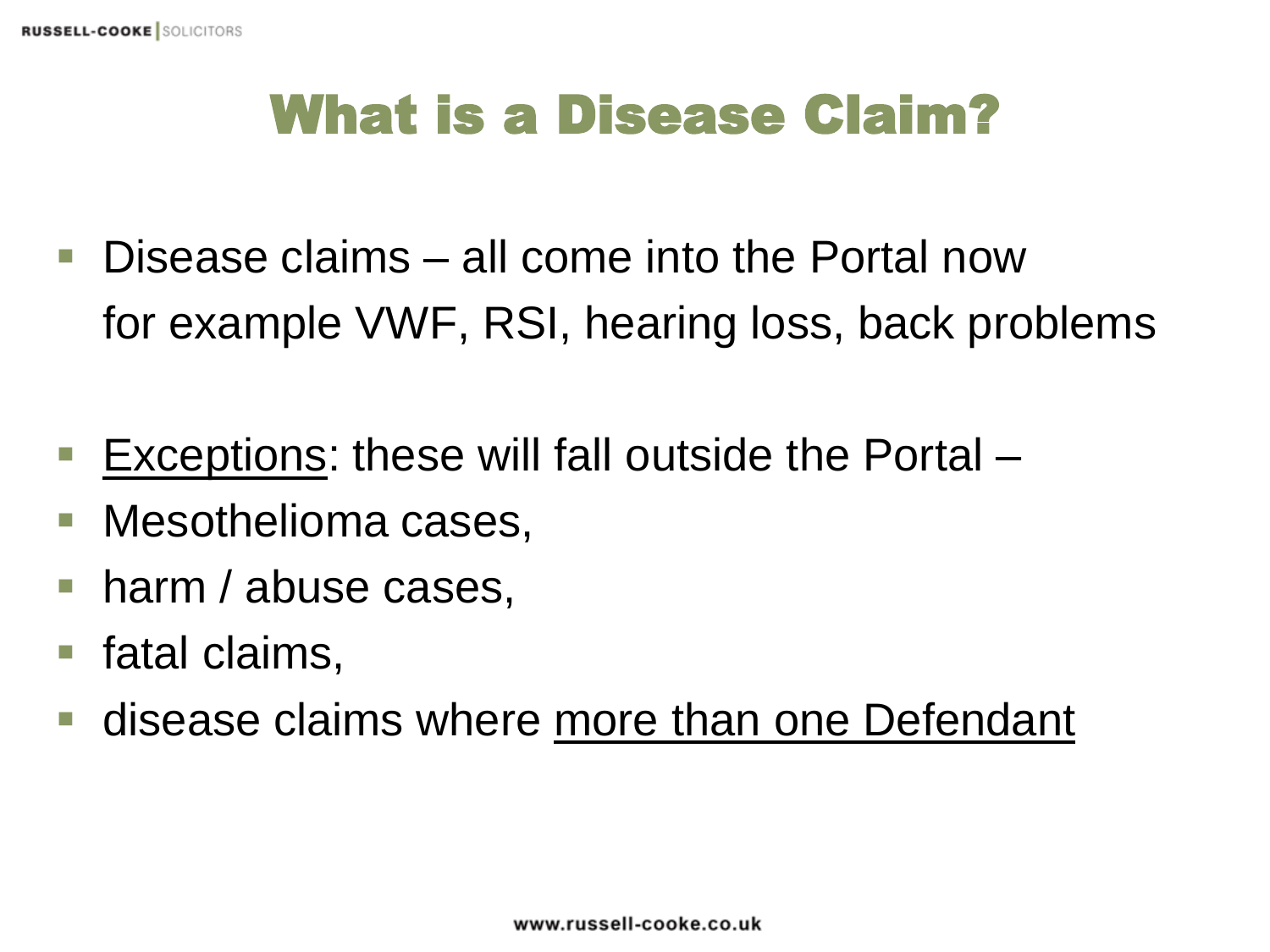# What is a Disease Claim?

- Disease claims – all come into the Portal now for example VWF, RSI, hearing loss, back problems

- Exceptions: these will fall outside the Portal –
- Mesothelioma cases,
- harm / abuse cases,
- fatal claims,
- disease claims where more than one Defendant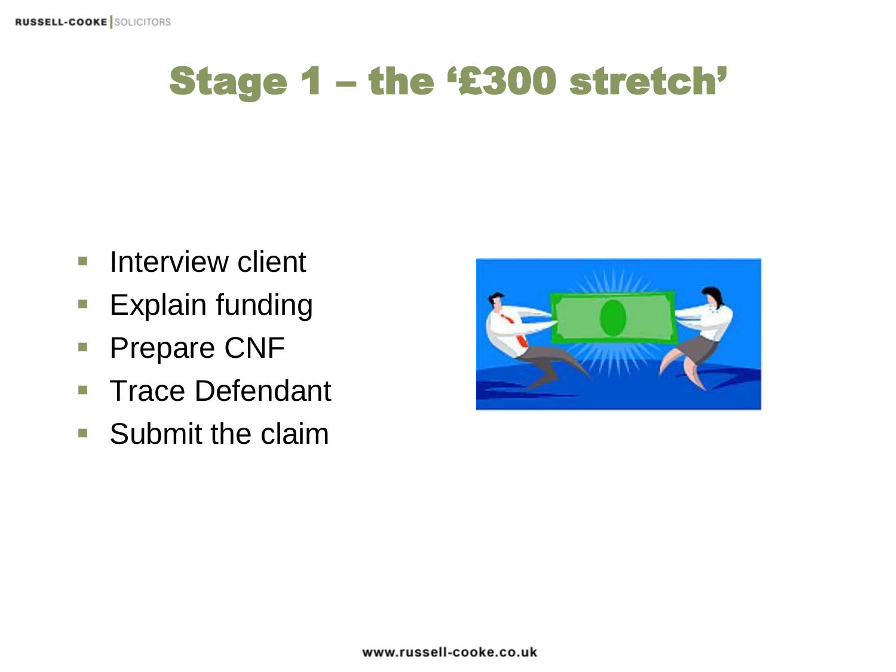# Stage 1 – the '£300 stretch'

- Interview client
- Explain funding
- Prepare CNF
- Trace Defendant
- Submit the claim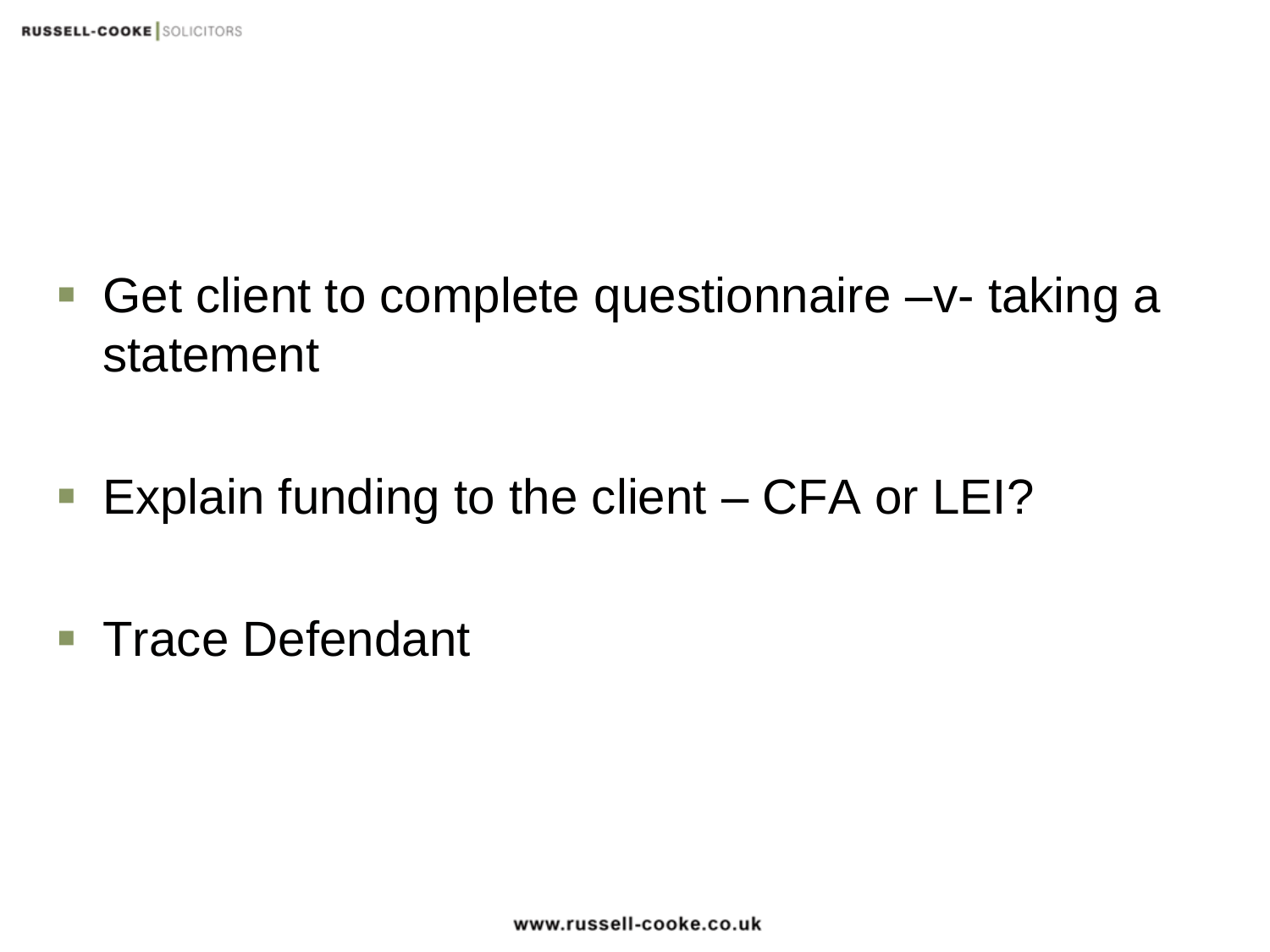- Get client to complete questionnaire –v- taking a statement

- Explain funding to the client – CFA or LEI?

- Trace Defendant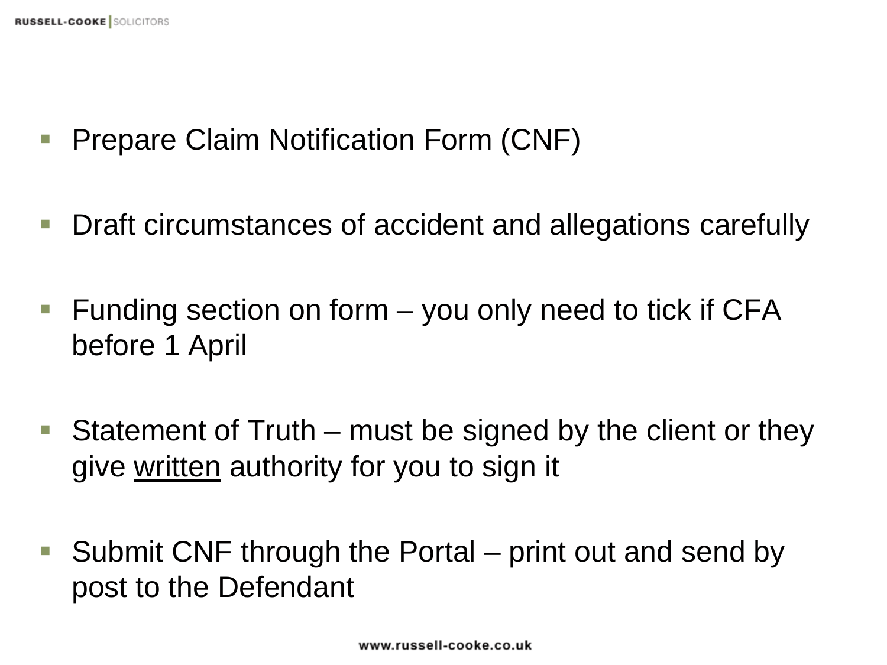- Prepare Claim Notification Form (CNF)
- Draft circumstances of accident and allegations carefully
- Funding section on form – you only need to tick if CFA before 1 April
- Statement of Truth – must be signed by the client or they give <u>written</u> authority for you to sign it
- Submit CNF through the Portal – print out and send by post to the Defendant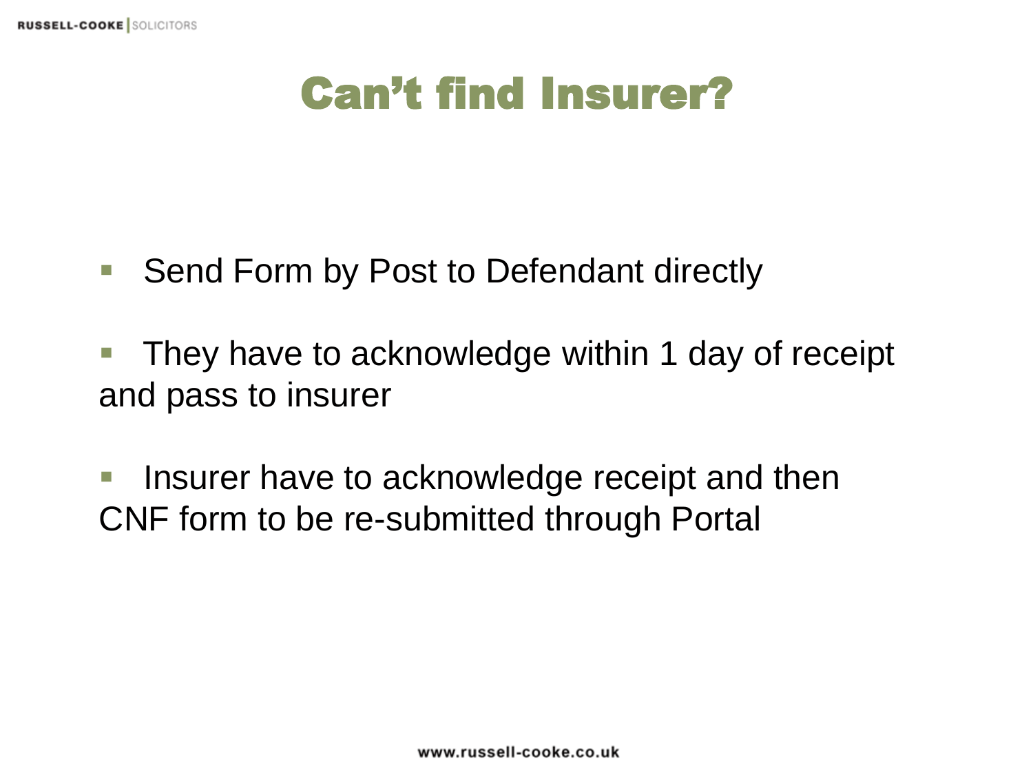# Can't find Insurer?

- Send Form by Post to Defendant directly
- They have to acknowledge within 1 day of receipt and pass to insurer
- Insurer have to acknowledge receipt and then CNF form to be re-submitted through Portal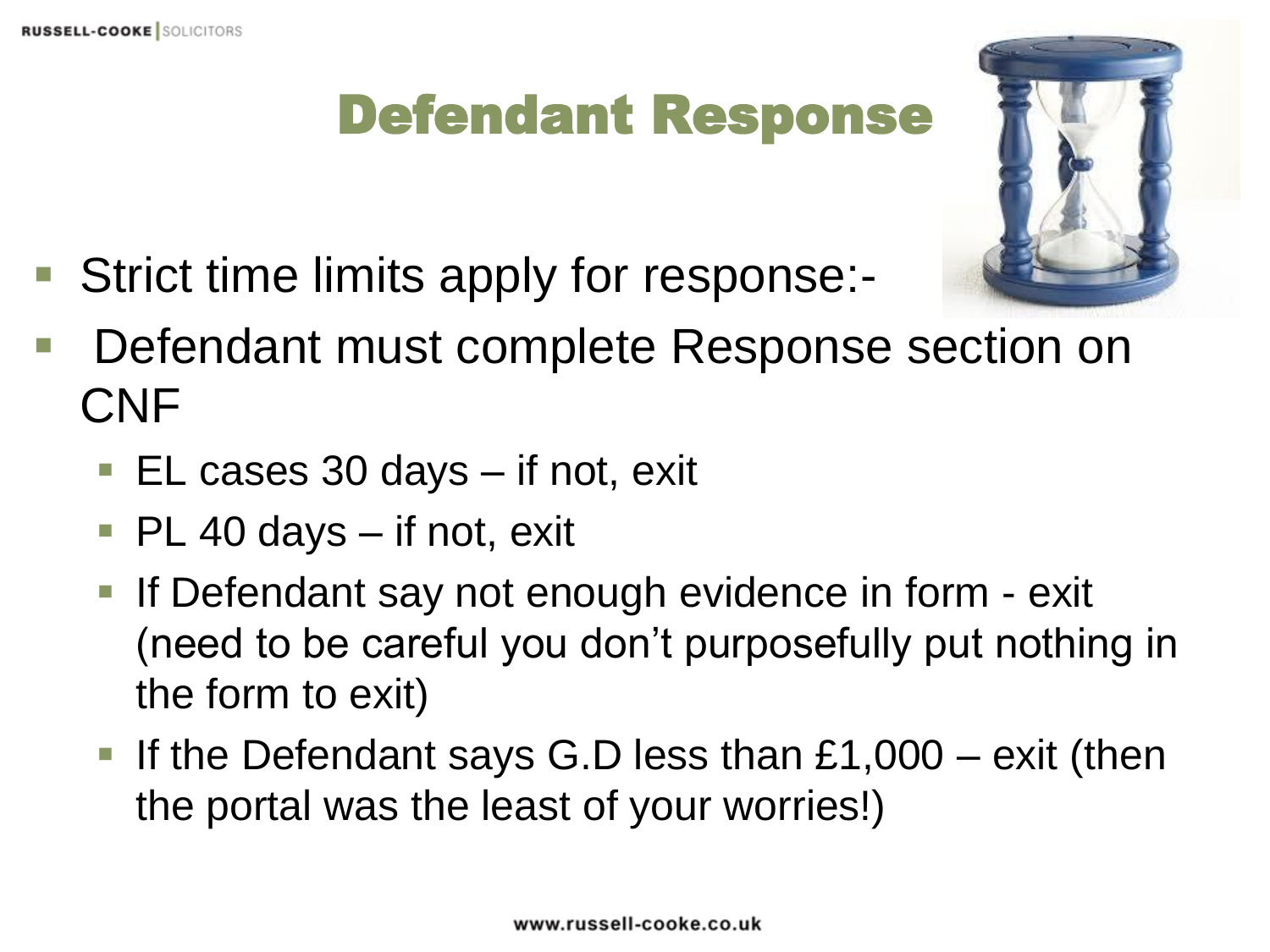# Defendant Response

- Strict time limits apply for response:-
- Defendant must complete Response section on CNF
  - EL cases 30 days – if not, exit
  - PL 40 days – if not, exit
  - If Defendant say not enough evidence in form - exit (need to be careful you don't purposefully put nothing in the form to exit)
  - If the Defendant says G.D less than £1,000 – exit (then the portal was the least of your worries!)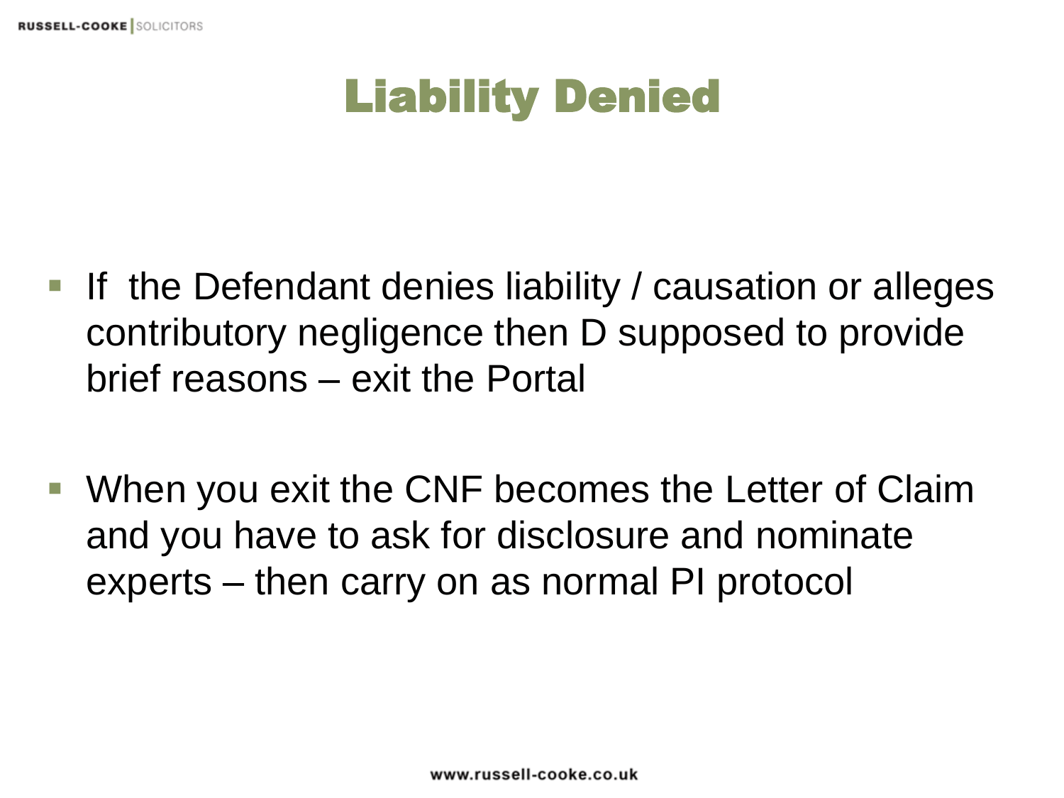# Liability Denied

- If the Defendant denies liability / causation or alleges contributory negligence then D supposed to provide brief reasons – exit the Portal

- When you exit the CNF becomes the Letter of Claim and you have to ask for disclosure and nominate experts – then carry on as normal PI protocol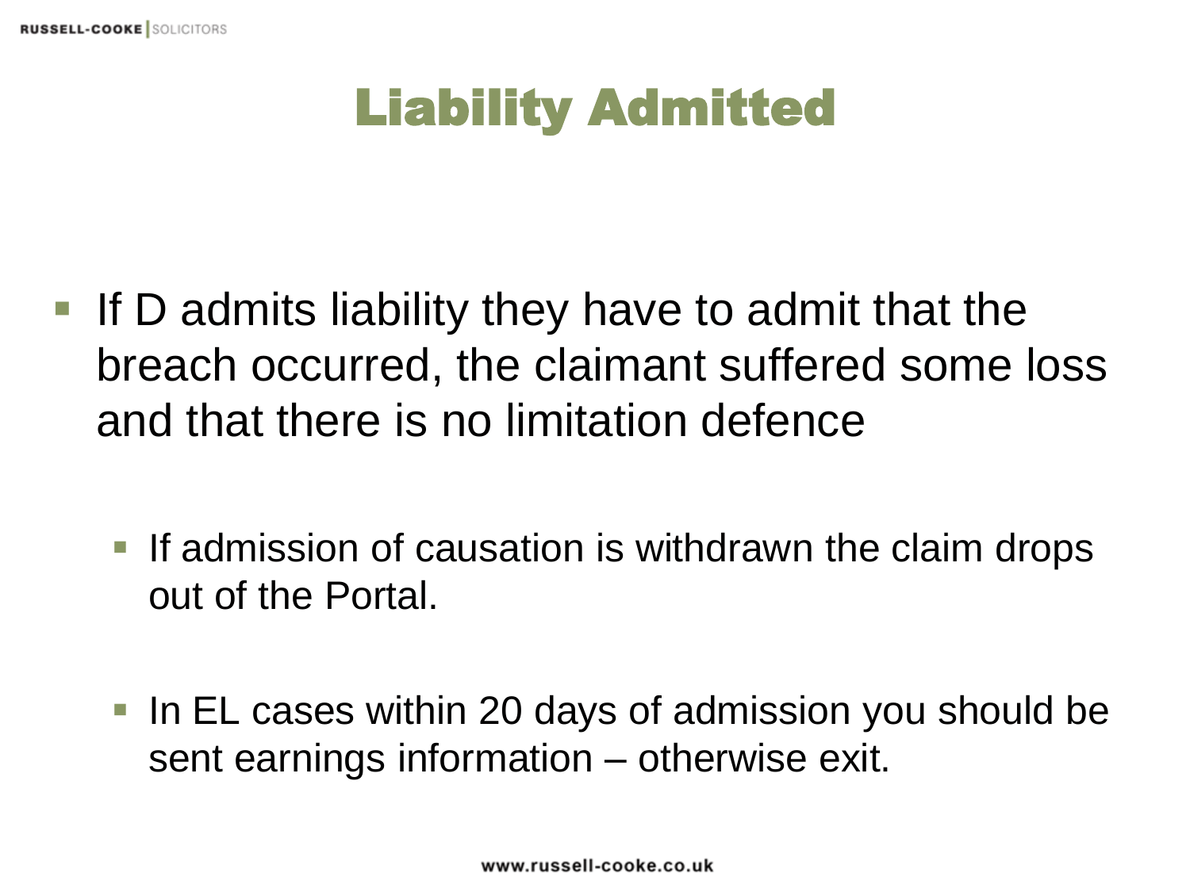# Liability Admitted

- If D admits liability they have to admit that the breach occurred, the claimant suffered some loss and that there is no limitation defence
  - If admission of causation is withdrawn the claim drops out of the Portal.
  - In EL cases within 20 days of admission you should be sent earnings information – otherwise exit.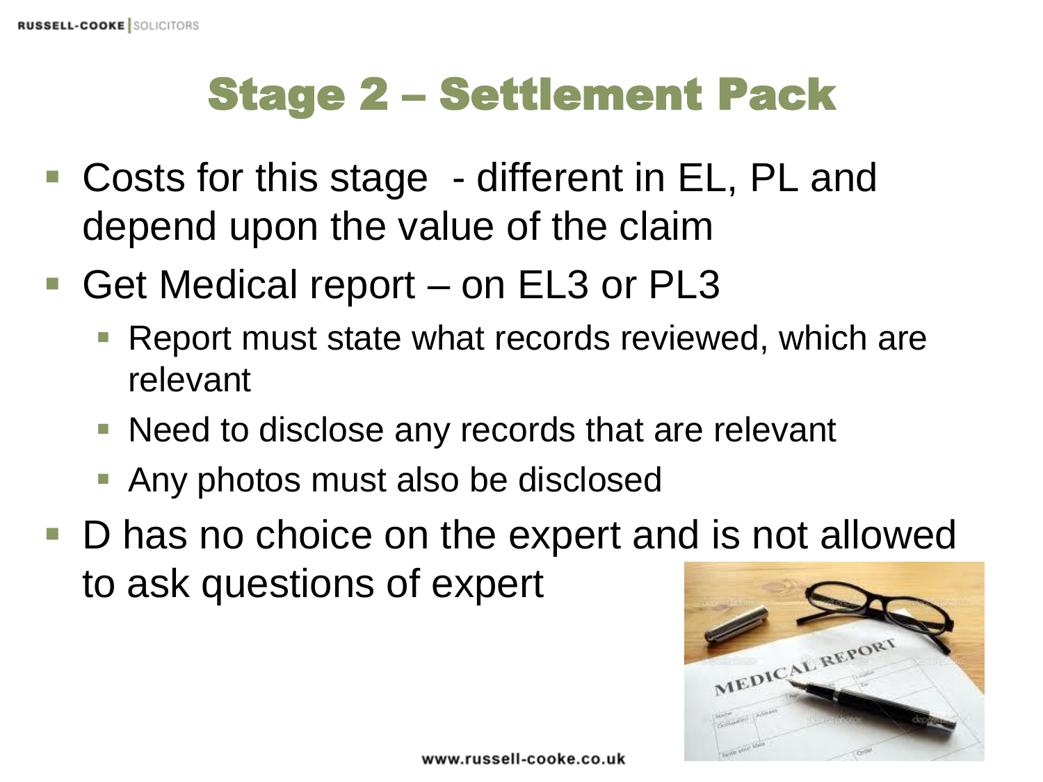# Stage 2 – Settlement Pack

- Costs for this stage - different in EL, PL and depend upon the value of the claim
- Get Medical report – on EL3 or PL3
  - Report must state what records reviewed, which are relevant
  - Need to disclose any records that are relevant
  - Any photos must also be disclosed
- D has no choice on the expert and is not allowed to ask questions of expert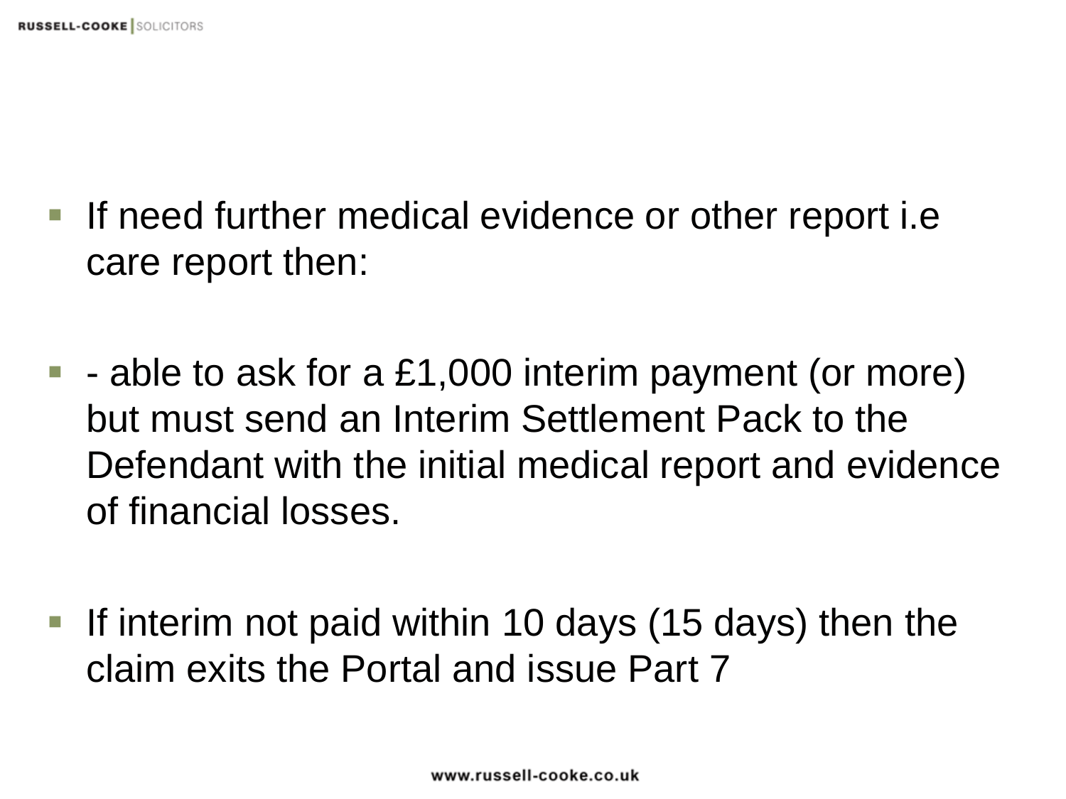- If need further medical evidence or other report i.e care report then:

- - able to ask for a £1,000 interim payment (or more) but must send an Interim Settlement Pack to the Defendant with the initial medical report and evidence of financial losses.

- If interim not paid within 10 days (15 days) then the claim exits the Portal and issue Part 7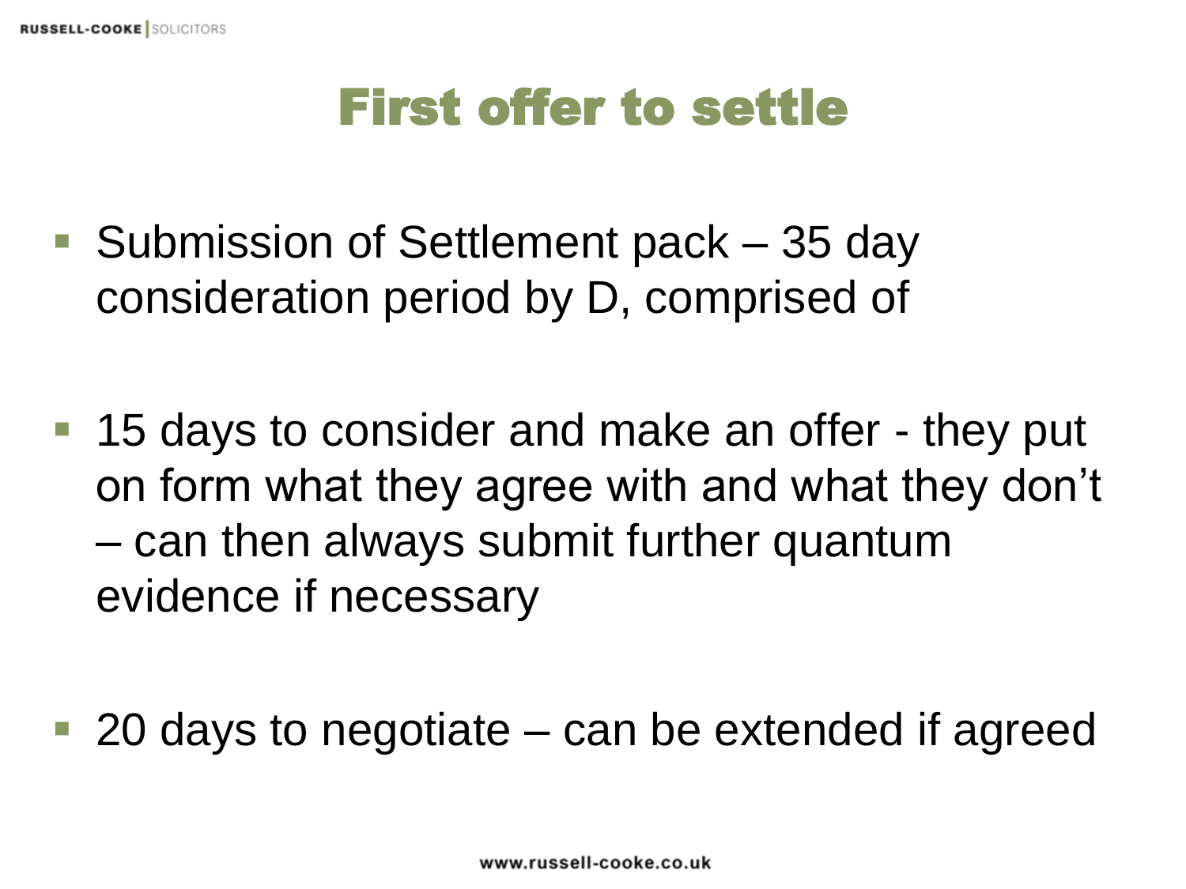# First offer to settle

- Submission of Settlement pack – 35 day consideration period by D, comprised of

- 15 days to consider and make an offer - they put on form what they agree with and what they don't – can then always submit further quantum evidence if necessary

- 20 days to negotiate – can be extended if agreed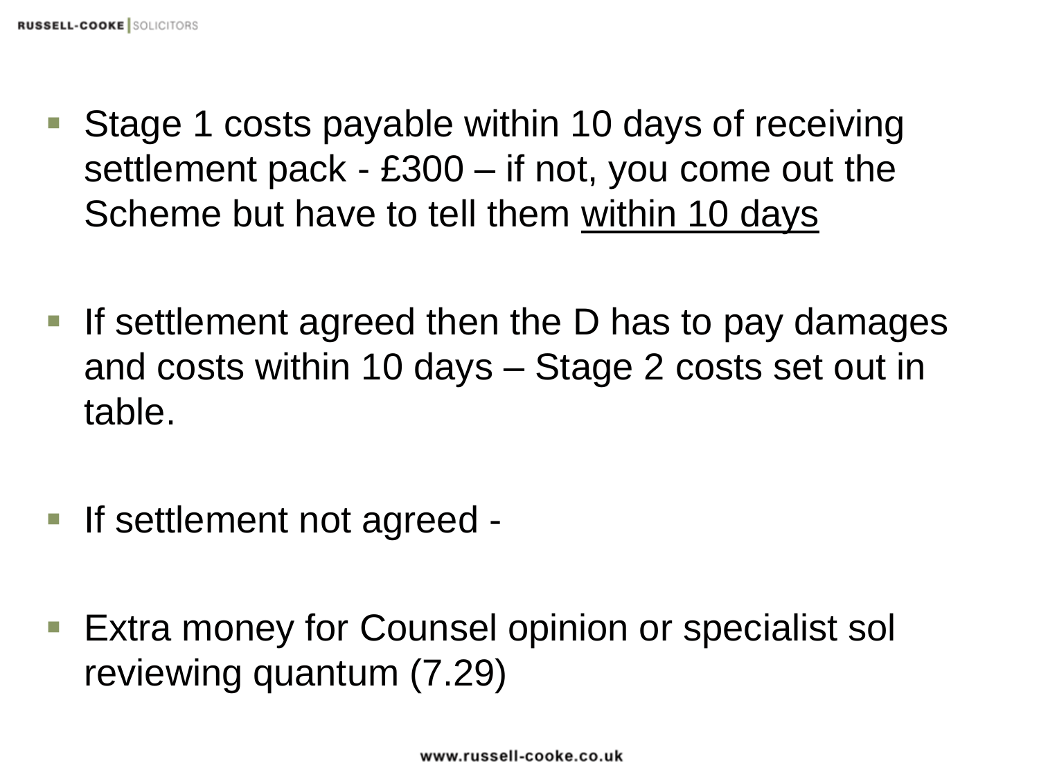- Stage 1 costs payable within 10 days of receiving settlement pack - £300 – if not, you come out the Scheme but have to tell them <u>within 10 days</u>

- If settlement agreed then the D has to pay damages and costs within 10 days – Stage 2 costs set out in table.

- If settlement not agreed -

- Extra money for Counsel opinion or specialist sol reviewing quantum (7.29)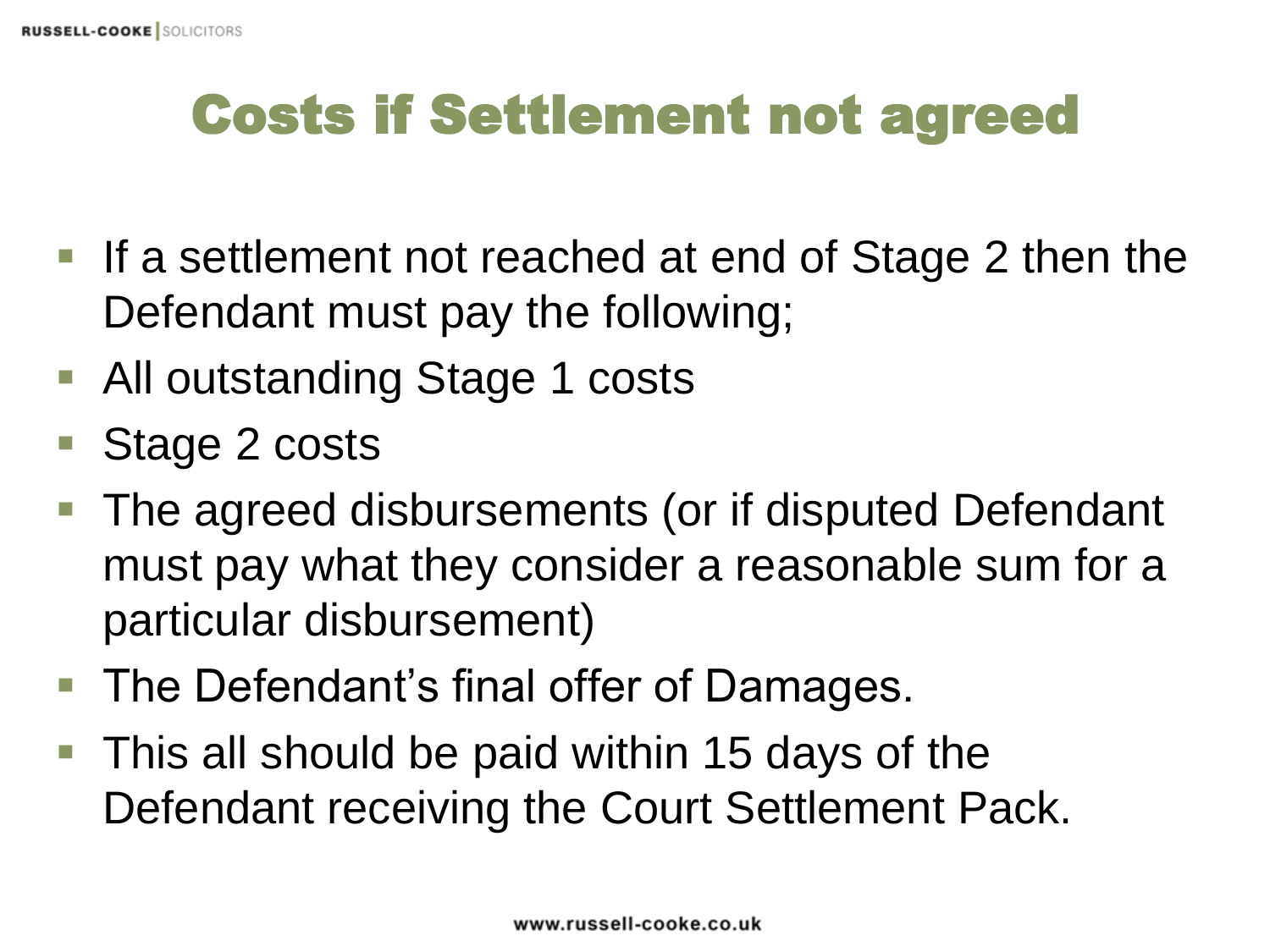# Costs if Settlement not agreed

- If a settlement not reached at end of Stage 2 then the Defendant must pay the following;
- All outstanding Stage 1 costs
- Stage 2 costs
- The agreed disbursements (or if disputed Defendant must pay what they consider a reasonable sum for a particular disbursement)
- The Defendant's final offer of Damages.
- This all should be paid within 15 days of the Defendant receiving the Court Settlement Pack.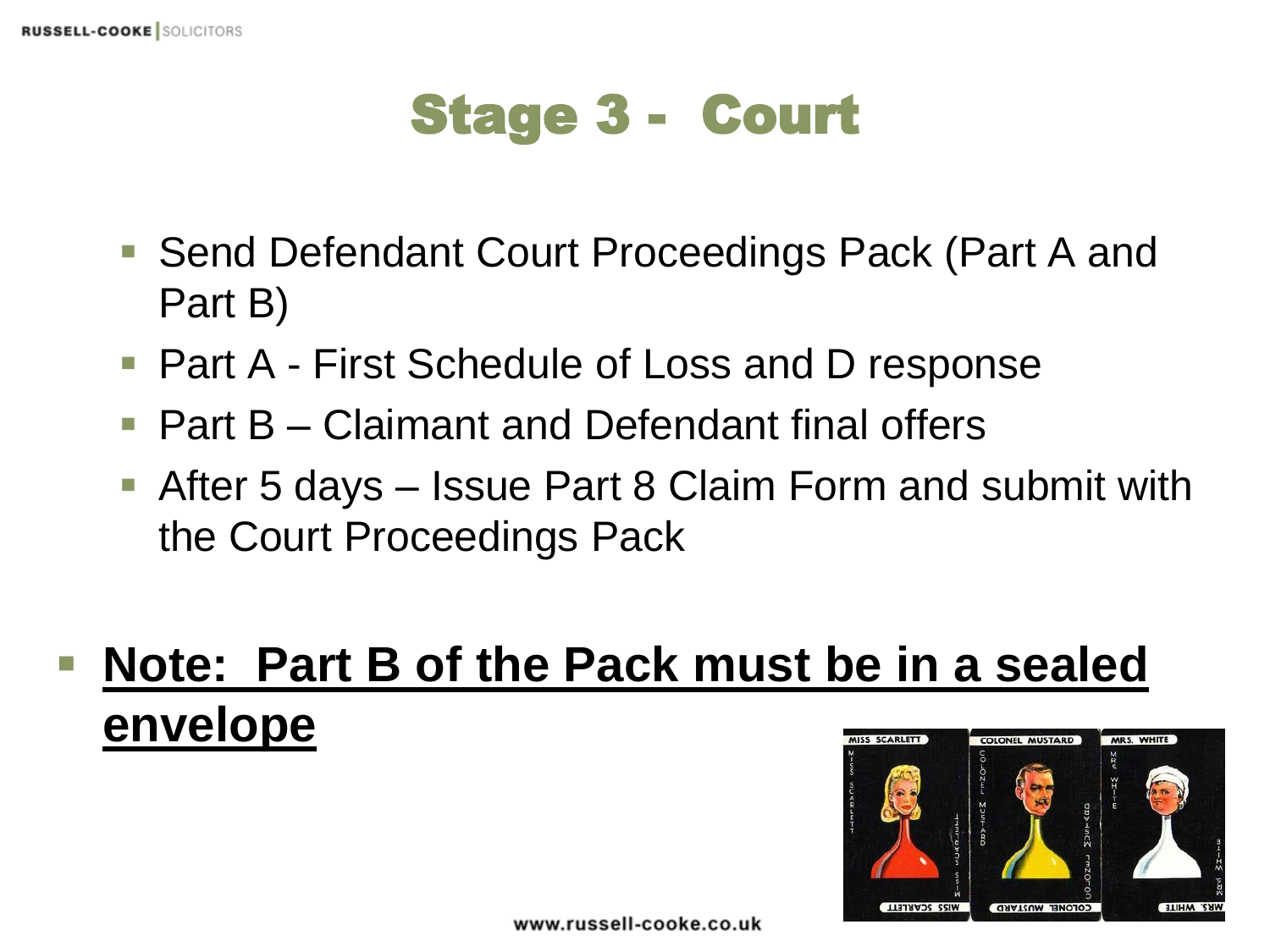# Stage 3 - Court

- Send Defendant Court Proceedings Pack (Part A and Part B)
- Part A - First Schedule of Loss and D response
- Part B – Claimant and Defendant final offers
- After 5 days – Issue Part 8 Claim Form and submit with the Court Proceedings Pack

- **Note: Part B of the Pack must be in a sealed envelope**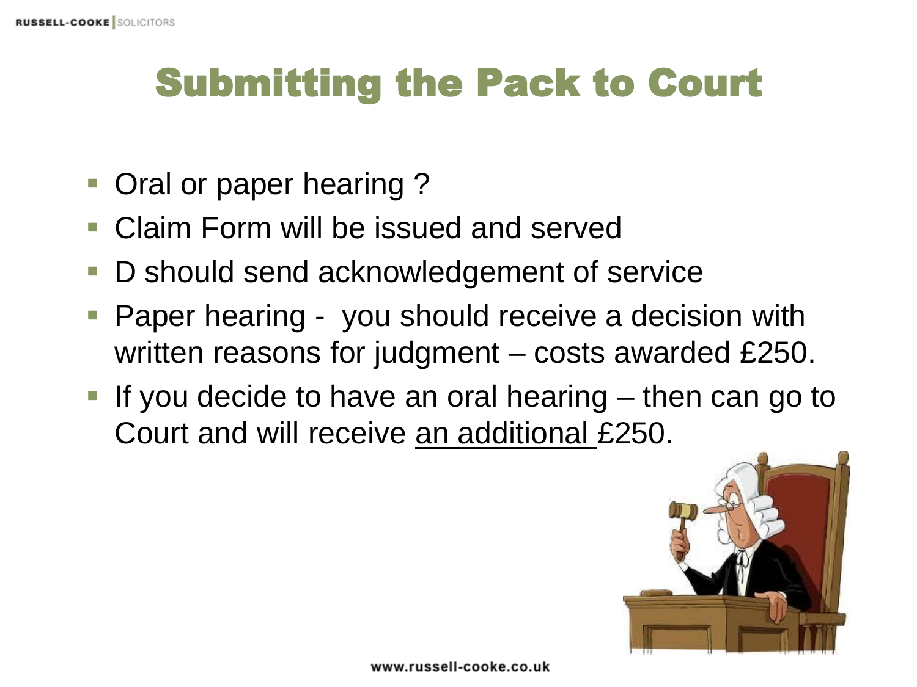# Submitting the Pack to Court

- Oral or paper hearing ?
- Claim Form will be issued and served
- D should send acknowledgement of service
- Paper hearing - you should receive a decision with written reasons for judgment – costs awarded £250.
- If you decide to have an oral hearing – then can go to Court and will receive an additional £250.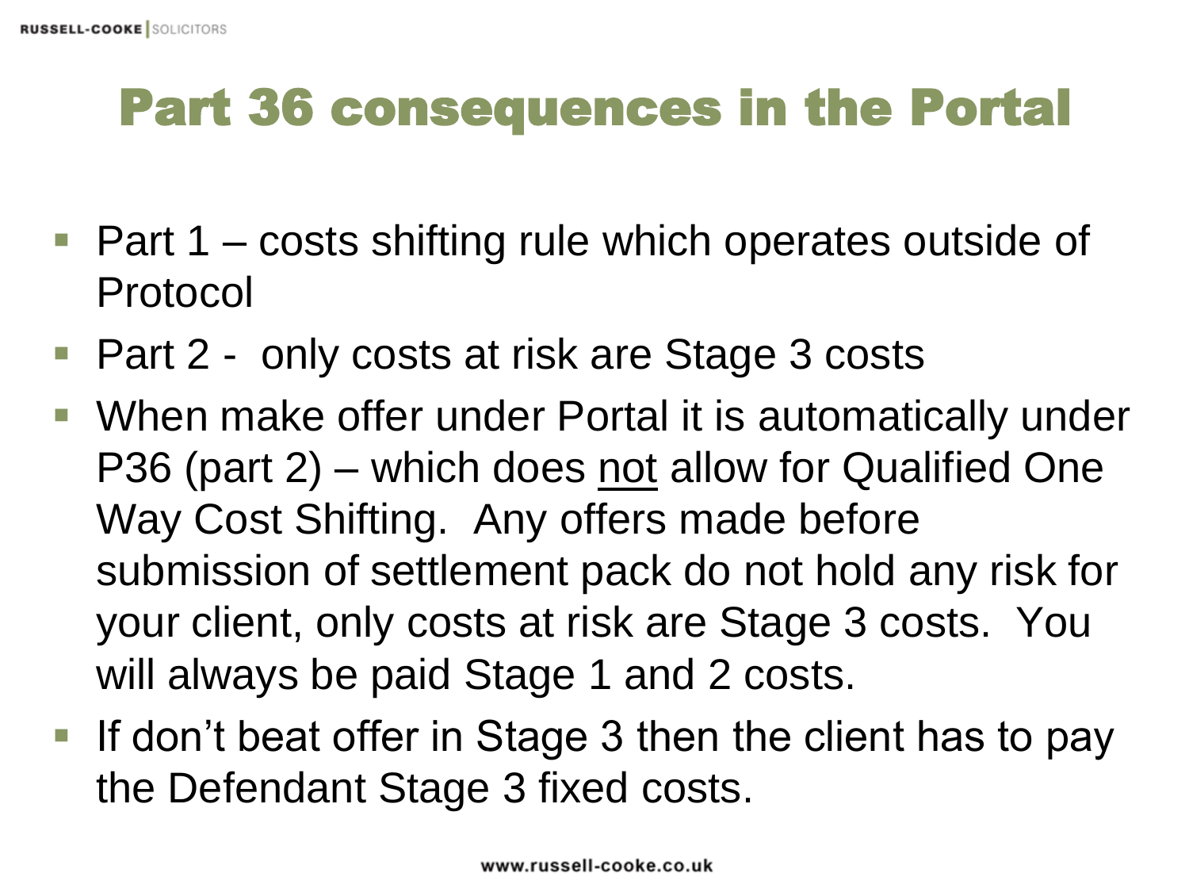# Part 36 consequences in the Portal

- Part 1 – costs shifting rule which operates outside of Protocol
- Part 2 - only costs at risk are Stage 3 costs
- When make offer under Portal it is automatically under P36 (part 2) – which does <u>not</u> allow for Qualified One Way Cost Shifting. Any offers made before submission of settlement pack do not hold any risk for your client, only costs at risk are Stage 3 costs. You will always be paid Stage 1 and 2 costs.
- If don't beat offer in Stage 3 then the client has to pay the Defendant Stage 3 fixed costs.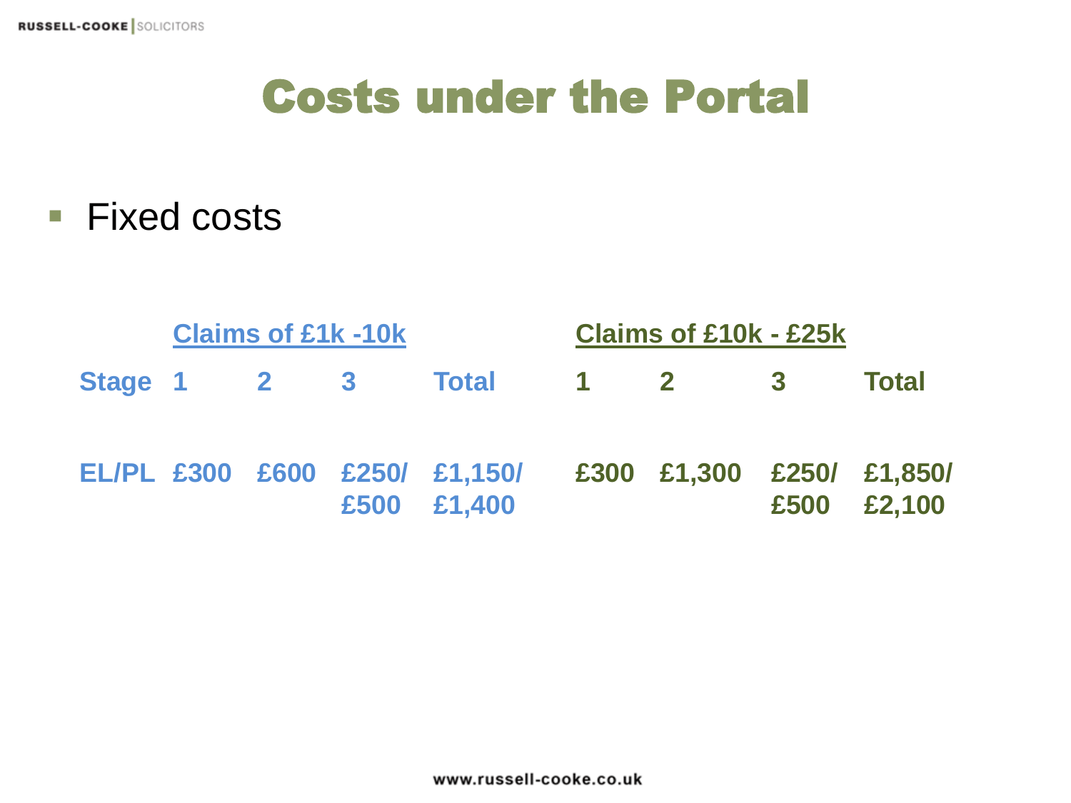# Costs under the Portal

- Fixed costs

| | Claims of £1k -10k | | | | Claims of £10k - £25k | | | |
|---|---|---|---|---|---|---|---|---|
| Stage | 1 | 2 | 3 | Total | 1 | 2 | 3 | Total |
| EL/PL | £300 | £600 | £250/ £500 | £1,150/ £1,400 | £300 | £1,300 | £250/ £500 | £1,850/ £2,100 |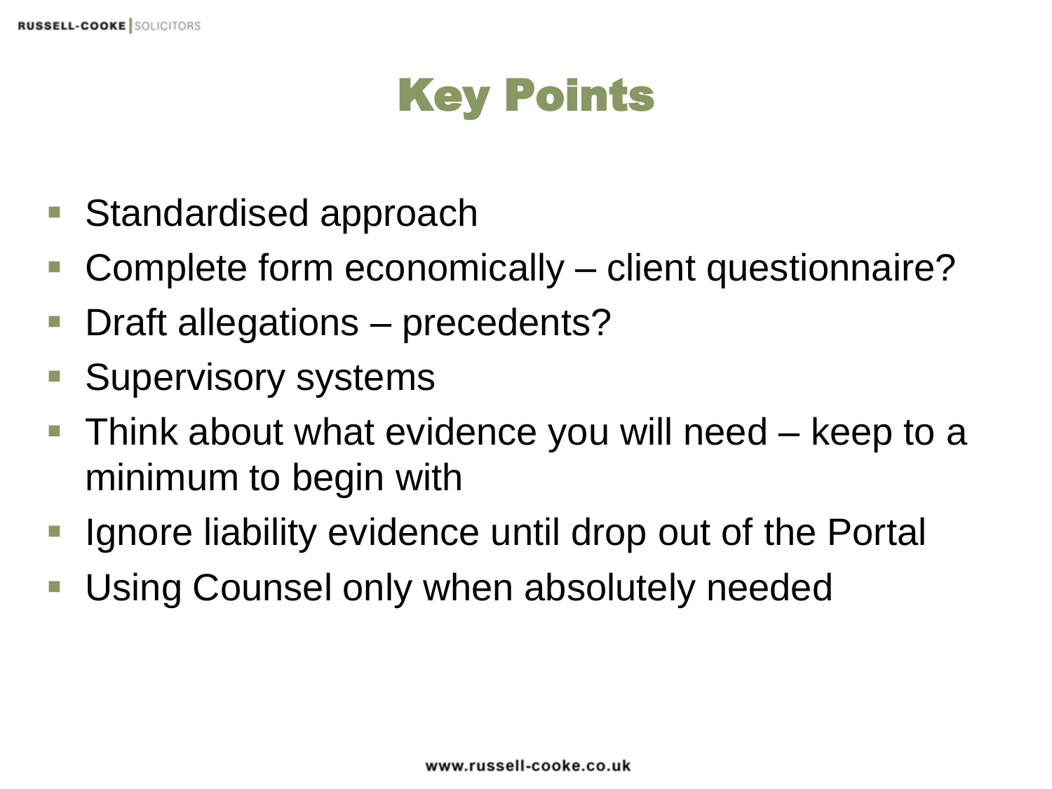# Key Points

- Standardised approach
- Complete form economically – client questionnaire?
- Draft allegations – precedents?
- Supervisory systems
- Think about what evidence you will need – keep to a minimum to begin with
- Ignore liability evidence until drop out of the Portal
- Using Counsel only when absolutely needed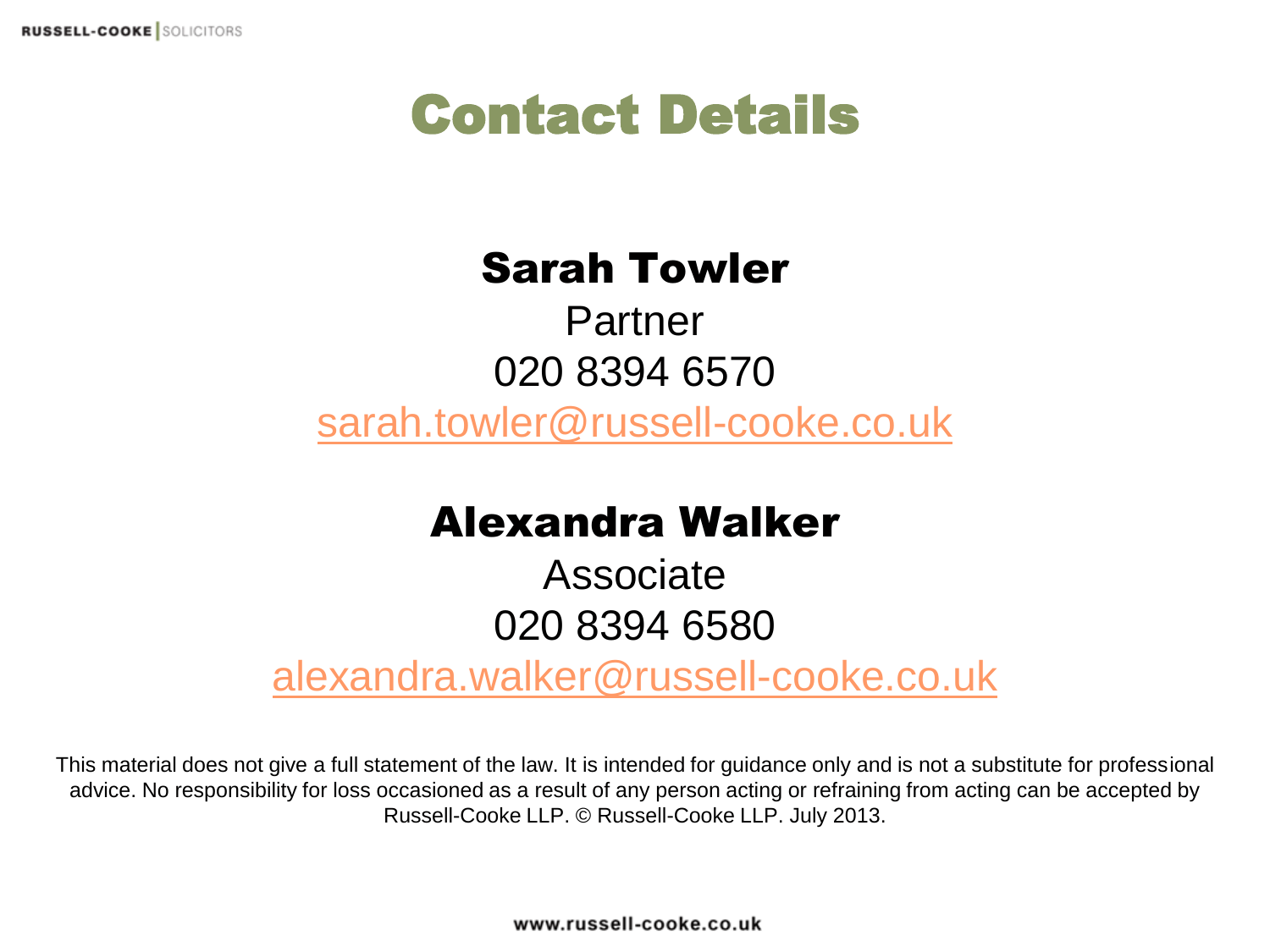# Contact Details

## Sarah Towler

Partner

020 8394 6570

sarah.towler@russell-cooke.co.uk

## Alexandra Walker

Associate

020 8394 6580

alexandra.walker@russell-cooke.co.uk

This material does not give a full statement of the law. It is intended for guidance only and is not a substitute for professional advice. No responsibility for loss occasioned as a result of any person acting or refraining from acting can be accepted by Russell-Cooke LLP. © Russell-Cooke LLP. July 2013.